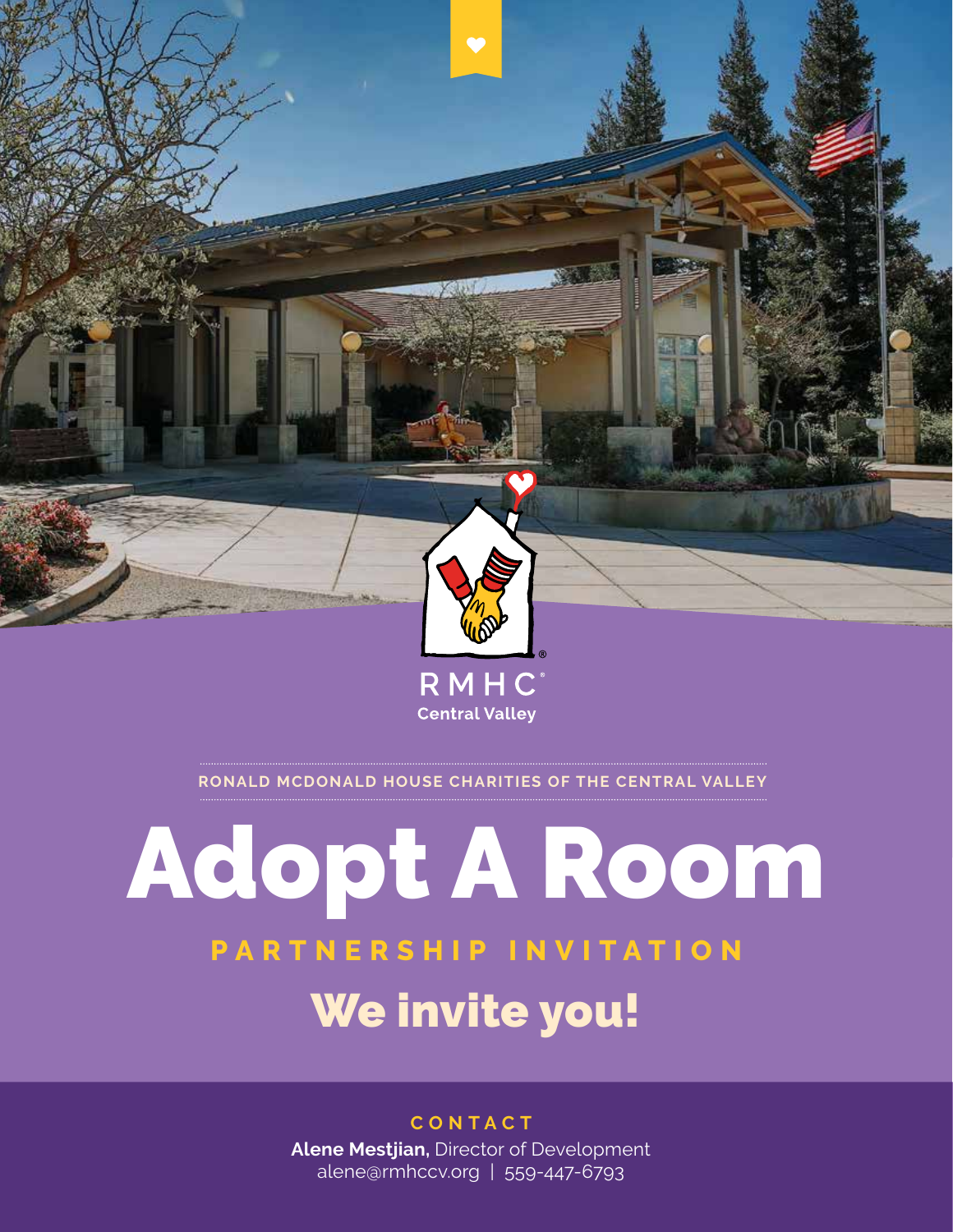RMHC®
Central Valley

RONALD MCDONALD HOUSE CHARITIES OF THE CENTRAL VALLEY

# Adopt A Room

## PARTNERSHIP INVITATION

## We invite you!

**CONTACT**

**Alene Mestjian,** Director of Development
alene@rmhccv.org | 559-447-6793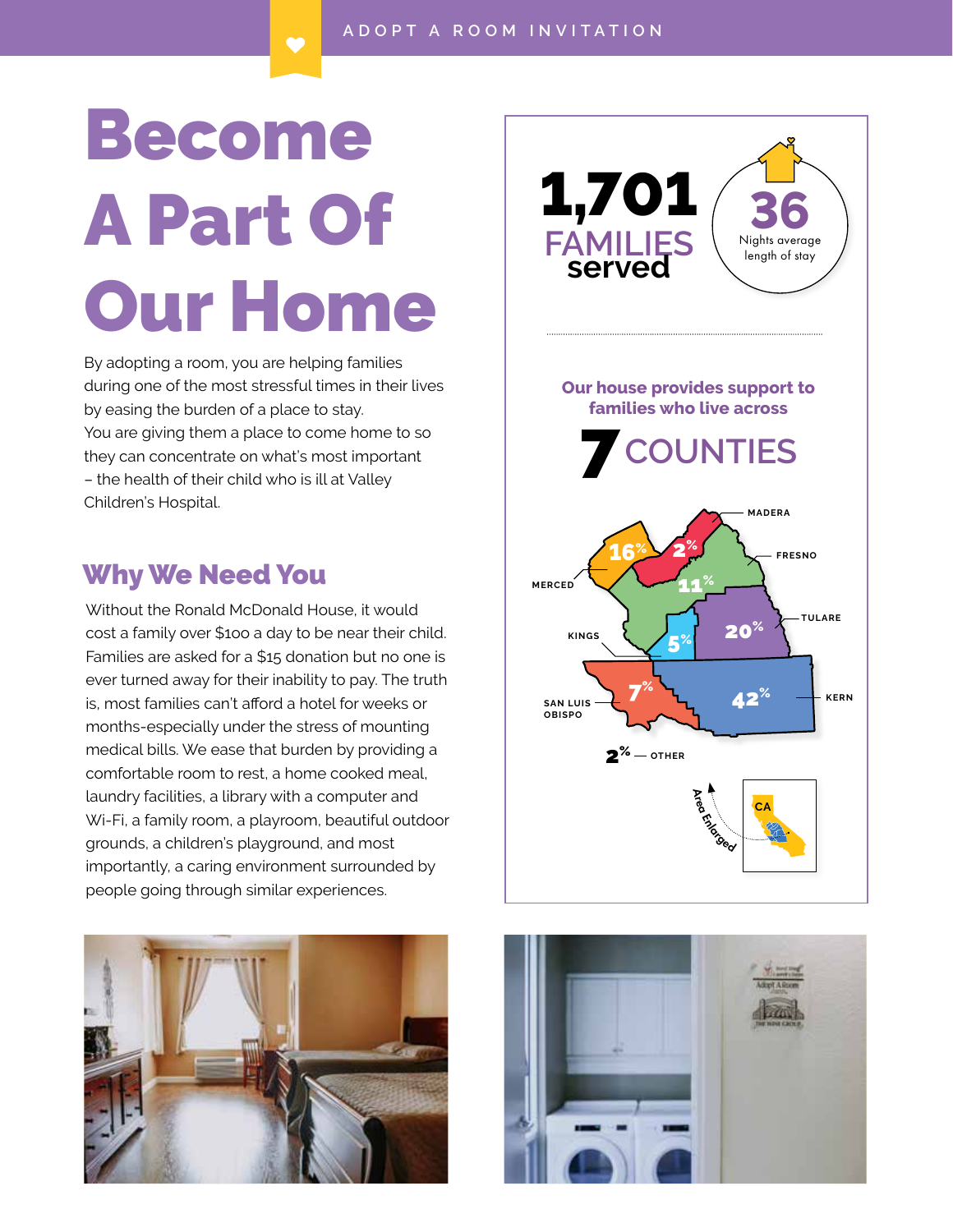ADOPT A ROOM INVITATION

# Become A Part Of Our Home

By adopting a room, you are helping families during one of the most stressful times in their lives by easing the burden of a place to stay. You are giving them a place to come home to so they can concentrate on what's most important – the health of their child who is ill at Valley Children's Hospital.

## Why We Need You

Without the Ronald McDonald House, it would cost a family over $100 a day to be near their child. Families are asked for a $15 donation but no one is ever turned away for their inability to pay. The truth is, most families can't afford a hotel for weeks or months-especially under the stress of mounting medical bills. We ease that burden by providing a comfortable room to rest, a home cooked meal, laundry facilities, a library with a computer and Wi-Fi, a family room, a playroom, beautiful outdoor grounds, a children's playground, and most importantly, a caring environment surrounded by people going through similar experiences.

**1,701** FAMILIES served

**36** Nights average length of stay

Our house provides support to families who live across

**7** COUNTIES

| County | Percentage |
|---|---|
| Kern | 42% |
| Tulare | 20% |
| Merced | 16% |
| Fresno | 11% |
| San Luis Obispo | 7% |
| Kings | 5% |
| Madera | 2% |
| Other | 2% |

Area Enlarged — CA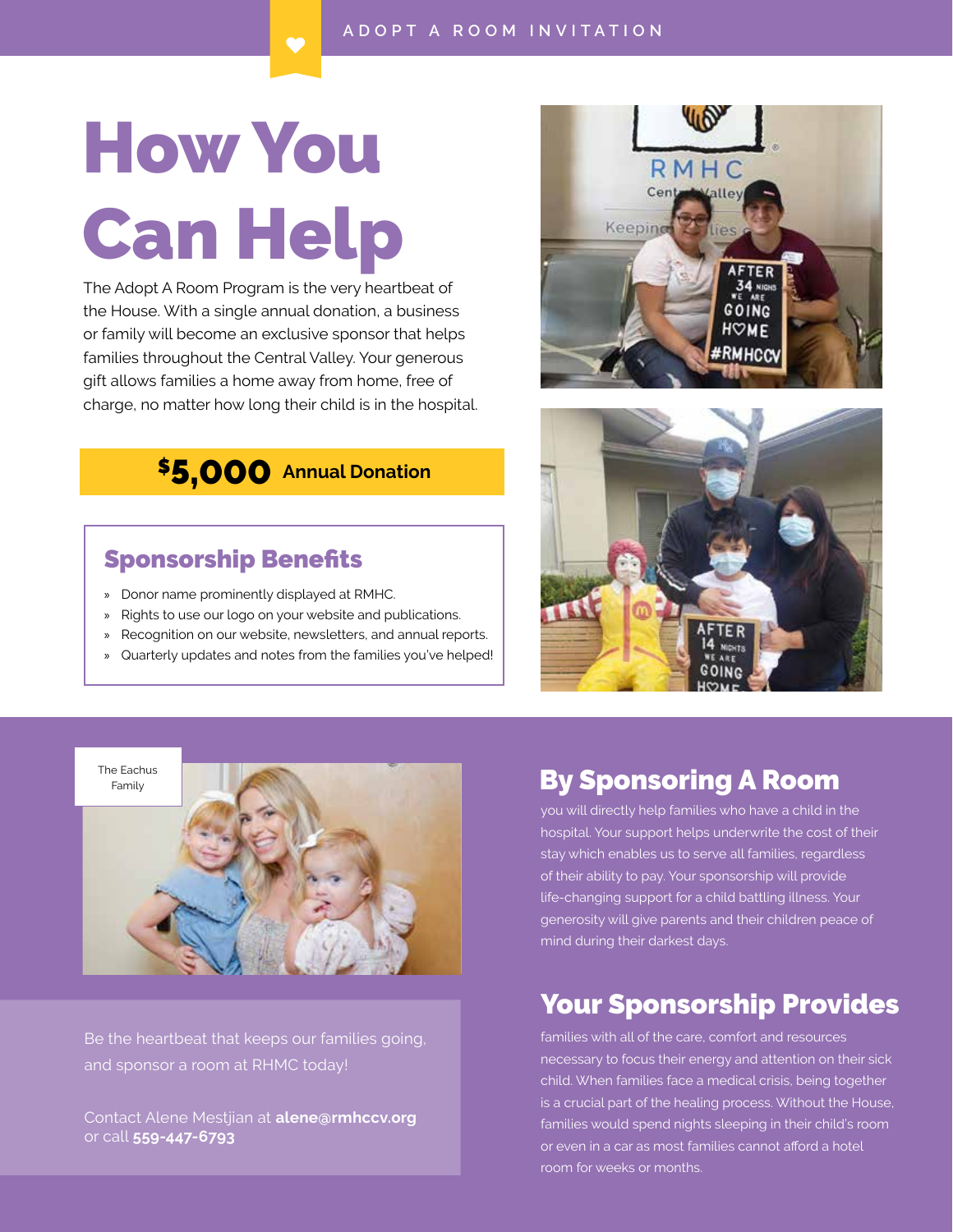ADOPT A ROOM INVITATION

# How You Can Help

The Adopt A Room Program is the very heartbeat of the House. With a single annual donation, a business or family will become an exclusive sponsor that helps families throughout the Central Valley. Your generous gift allows families a home away from home, free of charge, no matter how long their child is in the hospital.

**$5,000 Annual Donation**

## Sponsorship Benefits

- Donor name prominently displayed at RMHC.
- Rights to use our logo on your website and publications.
- Recognition on our website, newsletters, and annual reports.
- Quarterly updates and notes from the families you've helped!

The Eachus Family

## By Sponsoring A Room

you will directly help families who have a child in the hospital. Your support helps underwrite the cost of their stay which enables us to serve all families, regardless of their ability to pay. Your sponsorship will provide life-changing support for a child battling illness. Your generosity will give parents and their children peace of mind during their darkest days.

## Your Sponsorship Provides

families with all of the care, comfort and resources necessary to focus their energy and attention on their sick child. When families face a medical crisis, being together is a crucial part of the healing process. Without the House, families would spend nights sleeping in their child's room or even in a car as most families cannot afford a hotel room for weeks or months.

Be the heartbeat that keeps our families going, and sponsor a room at RHMC today!

Contact Alene Mestjian at **alene@rmhccv.org** or call **559-447-6793**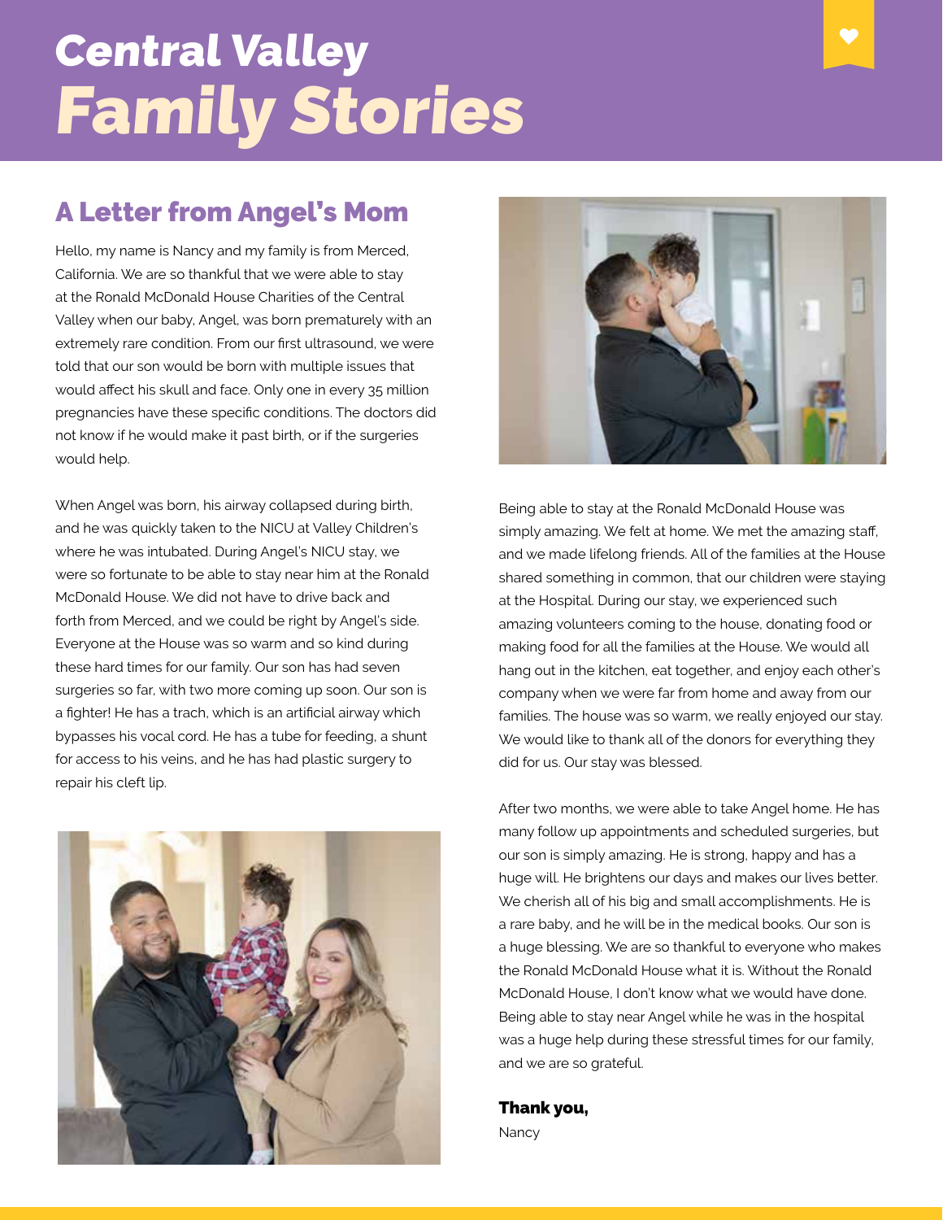# Central Valley *Family Stories*

## A Letter from Angel's Mom

Hello, my name is Nancy and my family is from Merced, California. We are so thankful that we were able to stay at the Ronald McDonald House Charities of the Central Valley when our baby, Angel, was born prematurely with an extremely rare condition. From our first ultrasound, we were told that our son would be born with multiple issues that would affect his skull and face. Only one in every 35 million pregnancies have these specific conditions. The doctors did not know if he would make it past birth, or if the surgeries would help.

When Angel was born, his airway collapsed during birth, and he was quickly taken to the NICU at Valley Children's where he was intubated. During Angel's NICU stay, we were so fortunate to be able to stay near him at the Ronald McDonald House. We did not have to drive back and forth from Merced, and we could be right by Angel's side. Everyone at the House was so warm and so kind during these hard times for our family. Our son has had seven surgeries so far, with two more coming up soon. Our son is a fighter! He has a trach, which is an artificial airway which bypasses his vocal cord. He has a tube for feeding, a shunt for access to his veins, and he has had plastic surgery to repair his cleft lip.

Being able to stay at the Ronald McDonald House was simply amazing. We felt at home. We met the amazing staff, and we made lifelong friends. All of the families at the House shared something in common, that our children were staying at the Hospital. During our stay, we experienced such amazing volunteers coming to the house, donating food or making food for all the families at the House. We would all hang out in the kitchen, eat together, and enjoy each other's company when we were far from home and away from our families. The house was so warm, we really enjoyed our stay. We would like to thank all of the donors for everything they did for us. Our stay was blessed.

After two months, we were able to take Angel home. He has many follow up appointments and scheduled surgeries, but our son is simply amazing. He is strong, happy and has a huge will. He brightens our days and makes our lives better. We cherish all of his big and small accomplishments. He is a rare baby, and he will be in the medical books. Our son is a huge blessing. We are so thankful to everyone who makes the Ronald McDonald House what it is. Without the Ronald McDonald House, I don't know what we would have done. Being able to stay near Angel while he was in the hospital was a huge help during these stressful times for our family, and we are so grateful.

**Thank you,**

Nancy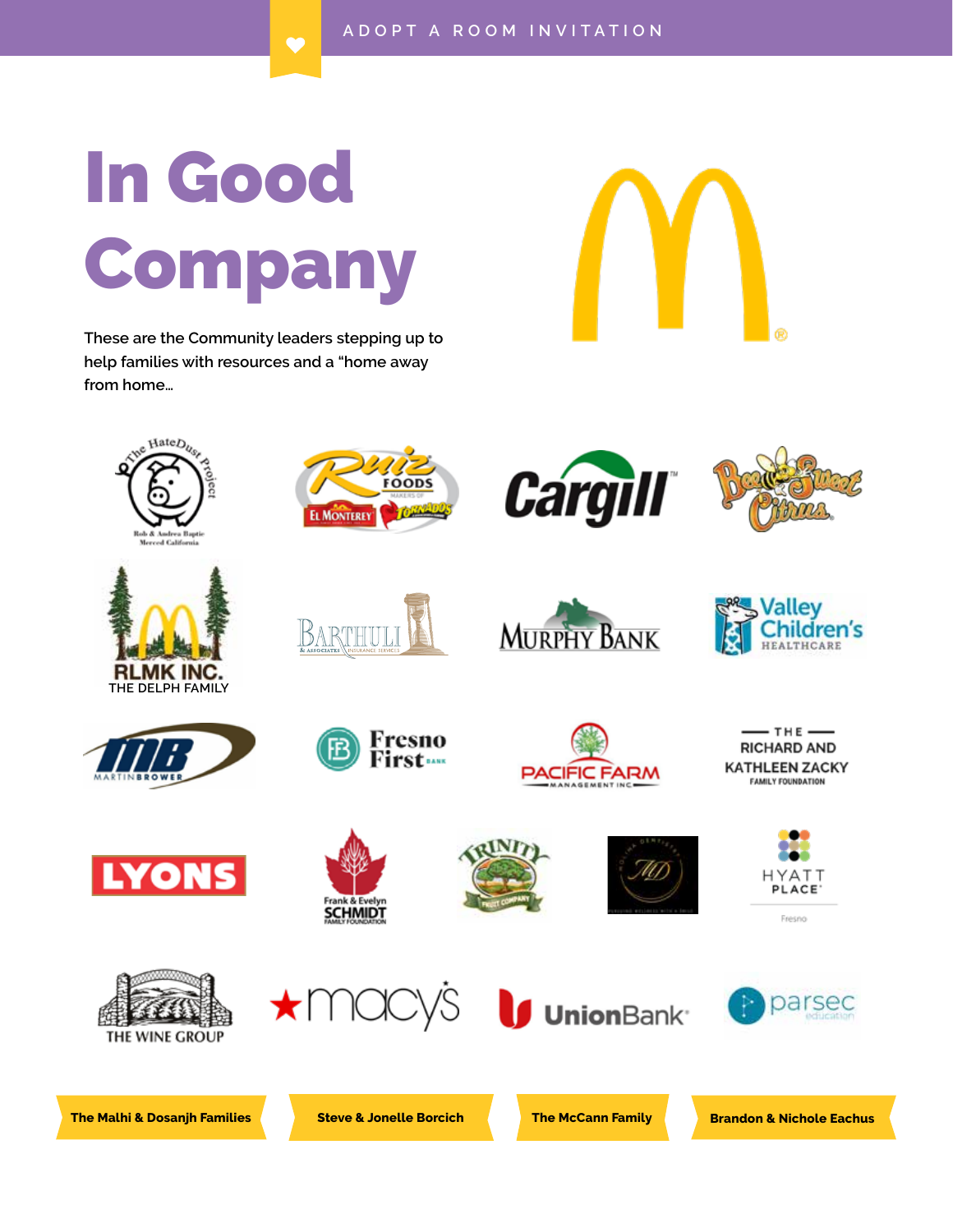# In Good Company

These are the Community leaders stepping up to help families with resources and a "home away from home...

The HateDust Project
Rob & Andrea Baptie
Merced California

Ruiz Foods
Makers of
El Monterey
Tornados

Cargill

Bee Sweet Citrus

RLMK INC.
THE DELPH FAMILY

Barthuli & Associates Insurance Services

Murphy Bank

Valley Children's Healthcare

MB
Martin Brower

Fresno First Bank

Pacific Farm Management Inc

THE RICHARD AND KATHLEEN ZACKY FAMILY FOUNDATION

LYONS

Frank & Evelyn Schmidt Family Foundation

Trinity Fruit Company

MD

Hyatt Place
Fresno

The Wine Group

macy's

UnionBank

parsec education

**The Malhi & Dosanjh Families**

**Steve & Jonelle Borcich**

**The McCann Family**

**Brandon & Nichole Eachus**